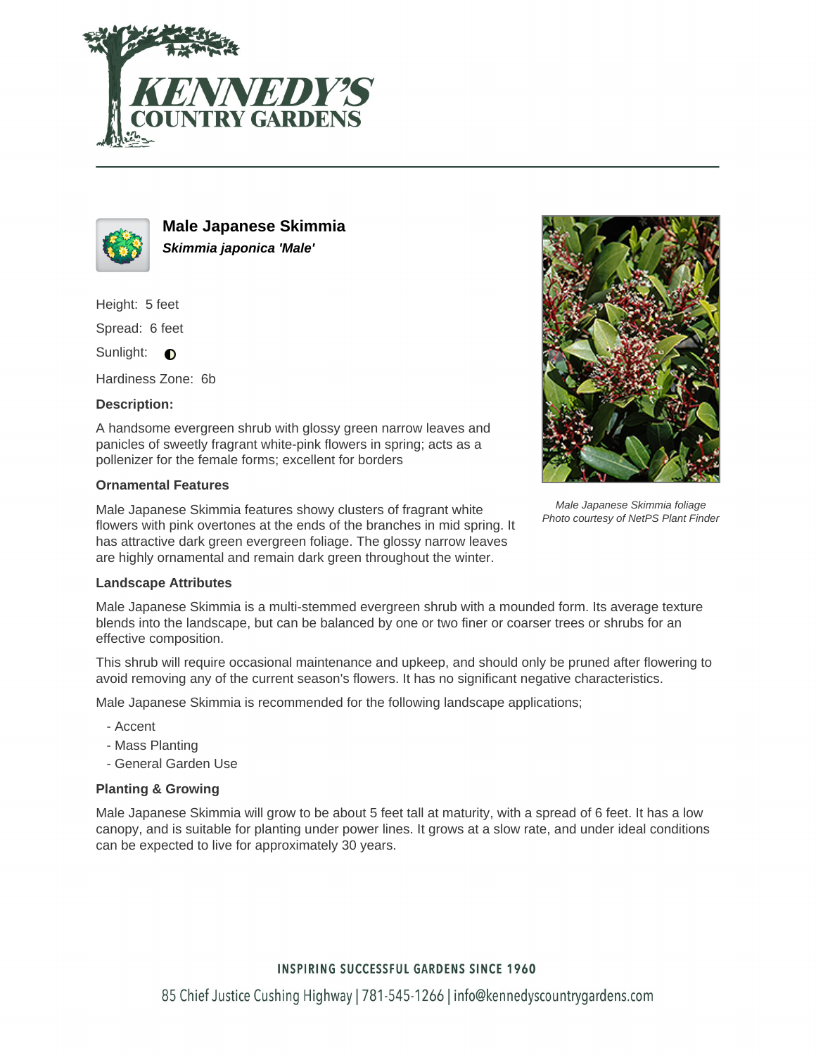# Male Japanese Skimmia

***Skimmia japonica 'Male'***

Height: 5 feet

Spread: 6 feet

Sunlight: ◐

Hardiness Zone: 6b

### Description:

A handsome evergreen shrub with glossy green narrow leaves and panicles of sweetly fragrant white-pink flowers in spring; acts as a pollenizer for the female forms; excellent for borders

*Male Japanese Skimmia foliage*
*Photo courtesy of NetPS Plant Finder*

### Ornamental Features

Male Japanese Skimmia features showy clusters of fragrant white flowers with pink overtones at the ends of the branches in mid spring. It has attractive dark green evergreen foliage. The glossy narrow leaves are highly ornamental and remain dark green throughout the winter.

### Landscape Attributes

Male Japanese Skimmia is a multi-stemmed evergreen shrub with a mounded form. Its average texture blends into the landscape, but can be balanced by one or two finer or coarser trees or shrubs for an effective composition.

This shrub will require occasional maintenance and upkeep, and should only be pruned after flowering to avoid removing any of the current season's flowers. It has no significant negative characteristics.

Male Japanese Skimmia is recommended for the following landscape applications;

- Accent
- Mass Planting
- General Garden Use

### Planting & Growing

Male Japanese Skimmia will grow to be about 5 feet tall at maturity, with a spread of 6 feet. It has a low canopy, and is suitable for planting under power lines. It grows at a slow rate, and under ideal conditions can be expected to live for approximately 30 years.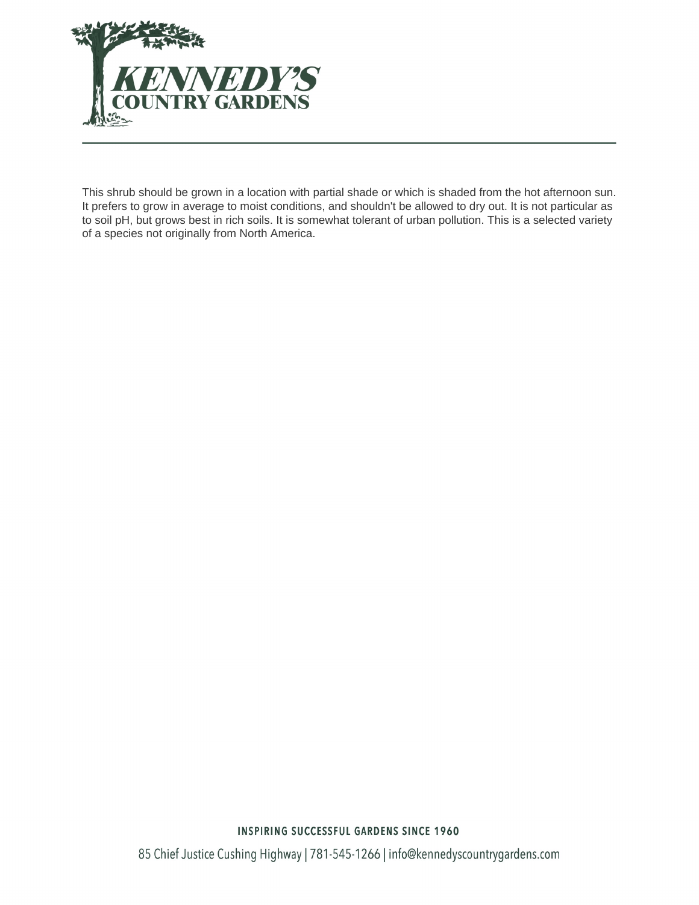This shrub should be grown in a location with partial shade or which is shaded from the hot afternoon sun. It prefers to grow in average to moist conditions, and shouldn't be allowed to dry out. It is not particular as to soil pH, but grows best in rich soils. It is somewhat tolerant of urban pollution. This is a selected variety of a species not originally from North America.